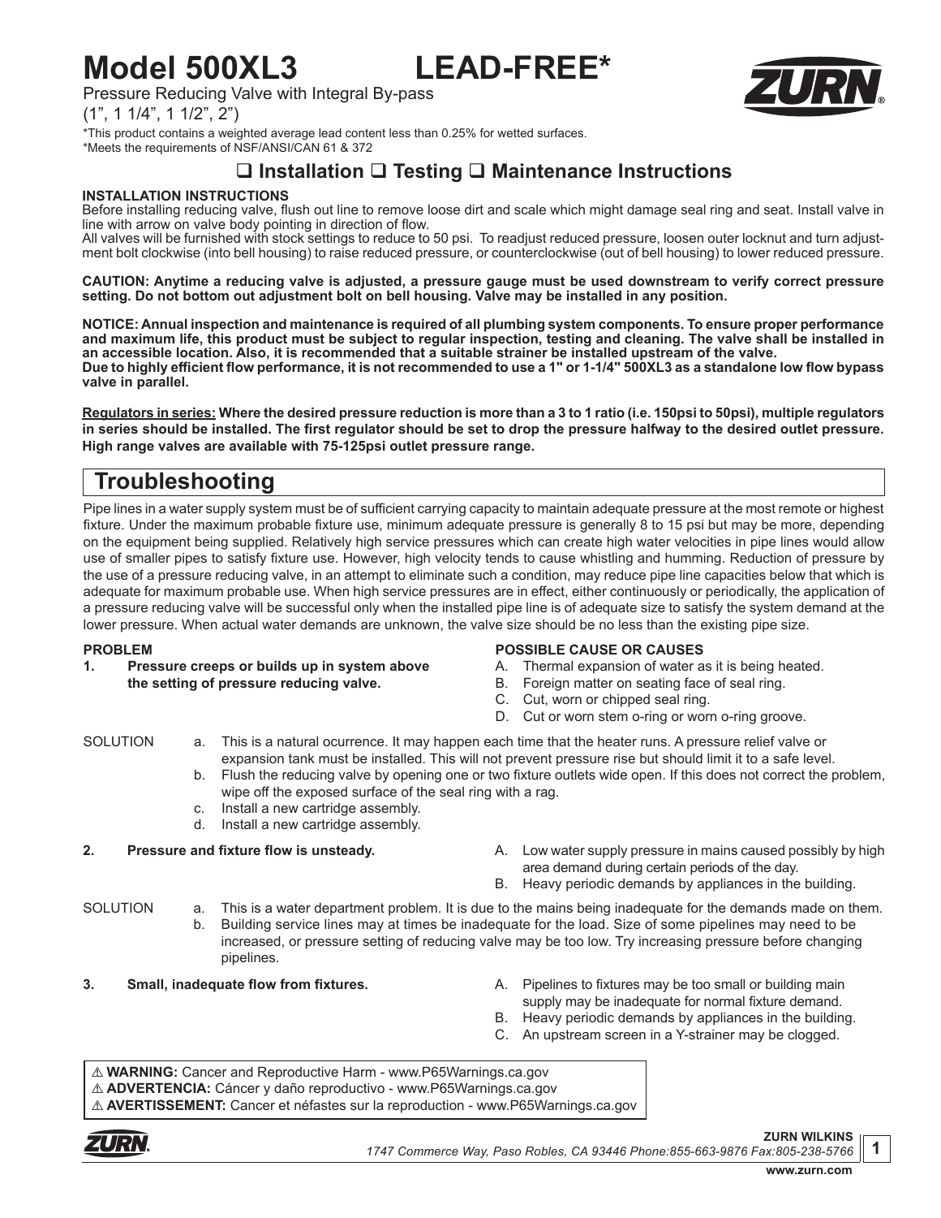# Model 500XL3 LEAD-FREE*

Pressure Reducing Valve with Integral By-pass

(1", 1 1/4", 1 1/2", 2")

*This product contains a weighted average lead content less than 0.25% for wetted surfaces.

*Meets the requirements of NSF/ANSI/CAN 61 & 372

## ❑ Installation ❑ Testing ❑ Maintenance Instructions

**INSTALLATION INSTRUCTIONS**

Before installing reducing valve, flush out line to remove loose dirt and scale which might damage seal ring and seat. Install valve in line with arrow on valve body pointing in direction of flow.

All valves will be furnished with stock settings to reduce to 50 psi. To readjust reduced pressure, loosen outer locknut and turn adjustment bolt clockwise (into bell housing) to raise reduced pressure, or counterclockwise (out of bell housing) to lower reduced pressure.

**CAUTION: Anytime a reducing valve is adjusted, a pressure gauge must be used downstream to verify correct pressure setting. Do not bottom out adjustment bolt on bell housing. Valve may be installed in any position.**

**NOTICE: Annual inspection and maintenance is required of all plumbing system components. To ensure proper performance and maximum life, this product must be subject to regular inspection, testing and cleaning. The valve shall be installed in an accessible location. Also, it is recommended that a suitable strainer be installed upstream of the valve.**

**Due to highly efficient flow performance, it is not recommended to use a 1" or 1-1/4" 500XL3 as a standalone low flow bypass valve in parallel.**

**Regulators in series: Where the desired pressure reduction is more than a 3 to 1 ratio (i.e. 150psi to 50psi), multiple regulators in series should be installed. The first regulator should be set to drop the pressure halfway to the desired outlet pressure. High range valves are available with 75-125psi outlet pressure range.**

## Troubleshooting

Pipe lines in a water supply system must be of sufficient carrying capacity to maintain adequate pressure at the most remote or highest fixture. Under the maximum probable fixture use, minimum adequate pressure is generally 8 to 15 psi but may be more, depending on the equipment being supplied. Relatively high service pressures which can create high water velocities in pipe lines would allow use of smaller pipes to satisfy fixture use. However, high velocity tends to cause whistling and humming. Reduction of pressure by the use of a pressure reducing valve, in an attempt to eliminate such a condition, may reduce pipe line capacities below that which is adequate for maximum probable use. When high service pressures are in effect, either continuously or periodically, the application of a pressure reducing valve will be successful only when the installed pipe line is of adequate size to satisfy the system demand at the lower pressure. When actual water demands are unknown, the valve size should be no less than the existing pipe size.

**PROBLEM**

**1. Pressure creeps or builds up in system above the setting of pressure reducing valve.**

**POSSIBLE CAUSE OR CAUSES**

A. Thermal expansion of water as it is being heated.
B. Foreign matter on seating face of seal ring.
C. Cut, worn or chipped seal ring.
D. Cut or worn stem o-ring or worn o-ring groove.

SOLUTION

a. This is a natural ocurrence. It may happen each time that the heater runs. A pressure relief valve or expansion tank must be installed. This will not prevent pressure rise but should limit it to a safe level.
b. Flush the reducing valve by opening one or two fixture outlets wide open. If this does not correct the problem, wipe off the exposed surface of the seal ring with a rag.
c. Install a new cartridge assembly.
d. Install a new cartridge assembly.

**2. Pressure and fixture flow is unsteady.**

A. Low water supply pressure in mains caused possibly by high area demand during certain periods of the day.
B. Heavy periodic demands by appliances in the building.

SOLUTION

a. This is a water department problem. It is due to the mains being inadequate for the demands made on them.
b. Building service lines may at times be inadequate for the load. Size of some pipelines may need to be increased, or pressure setting of reducing valve may be too low. Try increasing pressure before changing pipelines.

**3. Small, inadequate flow from fixtures.**

A. Pipelines to fixtures may be too small or building main supply may be inadequate for normal fixture demand.
B. Heavy periodic demands by appliances in the building.
C. An upstream screen in a Y-strainer may be clogged.

⚠ **WARNING:** Cancer and Reproductive Harm - www.P65Warnings.ca.gov
⚠ **ADVERTENCIA:** Cáncer y daño reproductivo - www.P65Warnings.ca.gov
⚠ **AVERTISSEMENT:** Cancer et néfastes sur la reproduction - www.P65Warnings.ca.gov

**ZURN WILKINS**
*1747 Commerce Way, Paso Robles, CA 93446 Phone:855-663-9876 Fax:805-238-5766*
**www.zurn.com**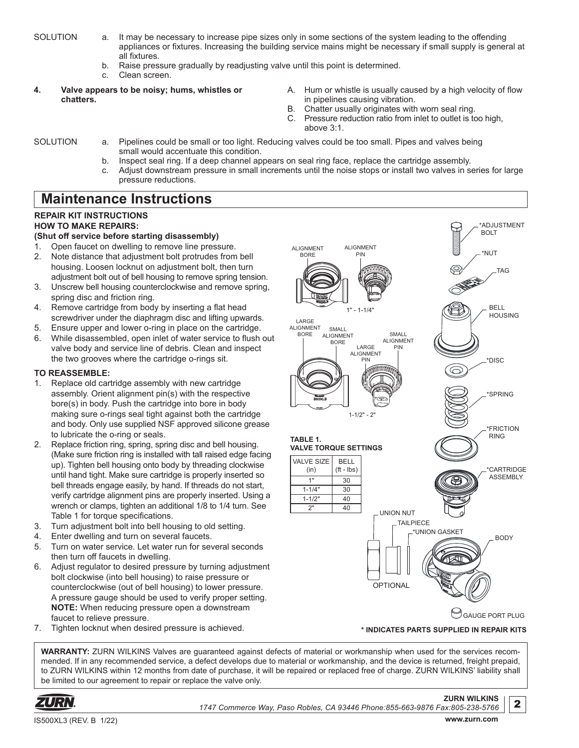SOLUTION

a. It may be necessary to increase pipe sizes only in some sections of the system leading to the offending appliances or fixtures. Increasing the building service mains might be necessary if small supply is general at all fixtures.
b. Raise pressure gradually by readjusting valve until this point is determined.
c. Clean screen.

**4. Valve appears to be noisy; hums, whistles or chatters.**

A. Hum or whistle is usually caused by a high velocity of flow in pipelines causing vibration.
B. Chatter usually originates with worn seal ring.
C. Pressure reduction ratio from inlet to outlet is too high, above 3:1.

SOLUTION

a. Pipelines could be small or too light. Reducing valves could be too small. Pipes and valves being small would accentuate this condition.
b. Inspect seal ring. If a deep channel appears on seal ring face, replace the cartridge assembly.
c. Adjust downstream pressure in small increments until the noise stops or install two valves in series for large pressure reductions.

# Maintenance Instructions

**REPAIR KIT INSTRUCTIONS**
**HOW TO MAKE REPAIRS:**
**(Shut off service before starting disassembly)**

1. Open faucet on dwelling to remove line pressure.
2. Note distance that adjustment bolt protrudes from bell housing. Loosen locknut on adjustment bolt, then turn adjustment bolt out of bell housing to remove spring tension.
3. Unscrew bell housing counterclockwise and remove spring, spring disc and friction ring.
4. Remove cartridge from body by inserting a flat head screwdriver under the diaphragm disc and lifting upwards.
5. Ensure upper and lower o-ring in place on the cartridge.
6. While disassembled, open inlet of water service to flush out valve body and service line of debris. Clean and inspect the two grooves where the cartridge o-rings sit.

**TO REASSEMBLE:**

1. Replace old cartridge assembly with new cartridge assembly. Orient alignment pin(s) with the respective bore(s) in body. Push the cartridge into bore in body making sure o-rings seal tight against both the cartridge and body. Only use supplied NSF approved silicone grease to lubricate the o-ring or seals.
2. Replace friction ring, spring, spring disc and bell housing. (Make sure friction ring is installed with tall raised edge facing up). Tighten bell housing onto body by threading clockwise until hand tight. Make sure cartridge is properly inserted so bell threads engage easily, by hand. If threads do not start, verify cartridge alignment pins are properly inserted. Using a wrench or clamps, tighten an additional 1/8 to 1/4 turn. See Table 1 for torque specifications.
3. Turn adjustment bolt into bell housing to old setting.
4. Enter dwelling and turn on several faucets.
5. Turn on water service. Let water run for several seconds then turn off faucets in dwelling.
6. Adjust regulator to desired pressure by turning adjustment bolt clockwise (into bell housing) to raise pressure or counterclockwise (out of bell housing) to lower pressure. A pressure gauge should be used to verify proper setting. **NOTE:** When reducing pressure open a downstream faucet to relieve pressure.
7. Tighten locknut when desired pressure is achieved.

ALIGNMENT BORE
ALIGNMENT PIN
1" - 1-1/4"
LARGE ALIGNMENT BORE
SMALL ALIGNMENT BORE
LARGE ALIGNMENT PIN
SMALL ALIGNMENT PIN
1-1/2" - 2"

**TABLE 1.**
**VALVE TORQUE SETTINGS**

| VALVE SIZE (in) | BELL (ft - lbs) |
|---|---|
| 1" | 30 |
| 1-1/4" | 30 |
| 1-1/2" | 40 |
| 2" | 40 |

*ADJUSTMENT BOLT
*NUT
TAG
BELL HOUSING
*DISC
*SPRING
*FRICTION RING
*CARTRIDGE ASSEMBLY
UNION NUT
TAILPIECE
*UNION GASKET
BODY
OPTIONAL
GAUGE PORT PLUG

**\* INDICATES PARTS SUPPLIED IN REPAIR KITS**

**WARRANTY:** ZURN WILKINS Valves are guaranteed against defects of material or workmanship when used for the services recommended. If in any recommended service, a defect develops due to material or workmanship, and the device is returned, freight prepaid, to ZURN WILKINS within 12 months from date of purchase, it will be repaired or replaced free of charge. ZURN WILKINS' liability shall be limited to our agreement to repair or replace the valve only.

**ZURN WILKINS**
*1747 Commerce Way, Paso Robles, CA 93446 Phone:855-663-9876 Fax:805-238-5766*
**www.zurn.com**

IS500XL3 (REV. B 1/22)